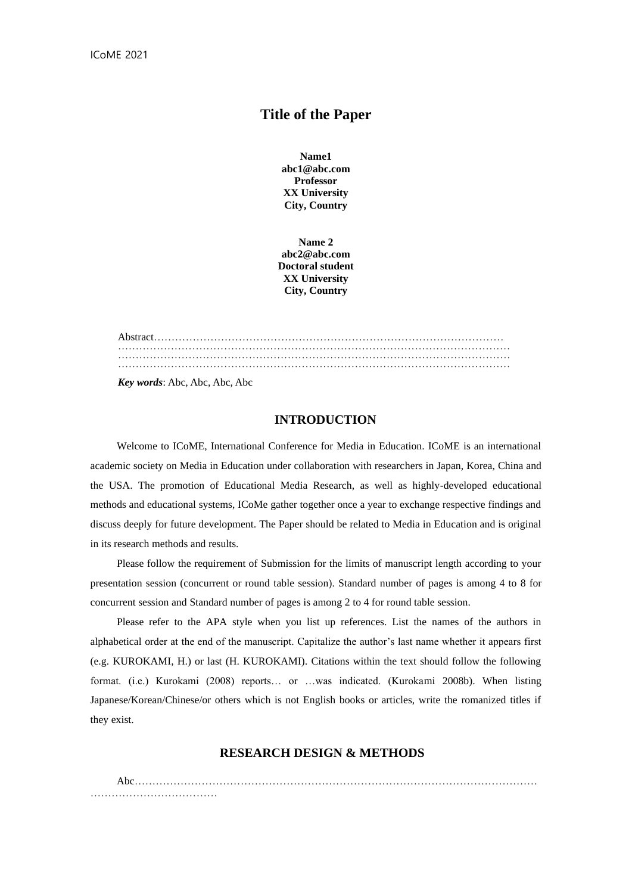# Title of the Paper

**Name1**
**abc1@abc.com**
**Professor**
**XX University**
**City, Country**

**Name 2**
**abc2@abc.com**
**Doctoral student**
**XX University**
**City, Country**

Abstract……………………………………………………………………………………… ………………………………………………………………………………………………… ………………………………………………………………………………………………… …………………………………………………………………………………………………

***Key words***: Abc, Abc, Abc, Abc

## INTRODUCTION

Welcome to ICoME, International Conference for Media in Education. ICoME is an international academic society on Media in Education under collaboration with researchers in Japan, Korea, China and the USA. The promotion of Educational Media Research, as well as highly-developed educational methods and educational systems, ICoMe gather together once a year to exchange respective findings and discuss deeply for future development. The Paper should be related to Media in Education and is original in its research methods and results.

Please follow the requirement of Submission for the limits of manuscript length according to your presentation session (concurrent or round table session). Standard number of pages is among 4 to 8 for concurrent session and Standard number of pages is among 2 to 4 for round table session.

Please refer to the APA style when you list up references. List the names of the authors in alphabetical order at the end of the manuscript. Capitalize the author's last name whether it appears first (e.g. KUROKAMI, H.) or last (H. KUROKAMI). Citations within the text should follow the following format. (i.e.) Kurokami (2008) reports… or …was indicated. (Kurokami 2008b). When listing Japanese/Korean/Chinese/or others which is not English books or articles, write the romanized titles if they exist.

## RESEARCH DESIGN & METHODS

Abc…………………………………………………………………………………………………… ………………………………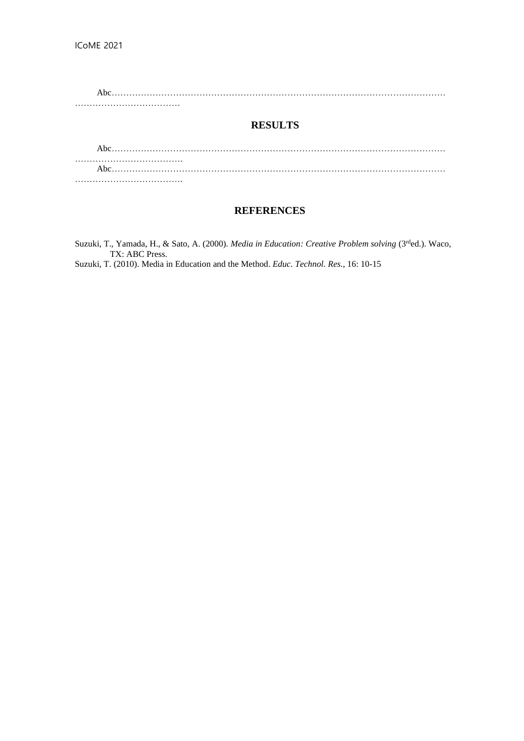Abc…………………………………………………………………………………………………… ………………………………

## RESULTS

Abc…………………………………………………………………………………………………… ……………………………….

Abc…………………………………………………………………………………………………… ……………………………….

## REFERENCES

Suzuki, T., Yamada, H., & Sato, A. (2000). *Media in Education: Creative Problem solving* (3rded.). Waco, TX: ABC Press.

Suzuki, T. (2010). Media in Education and the Method. *Educ. Technol. Res.*, 16: 10-15